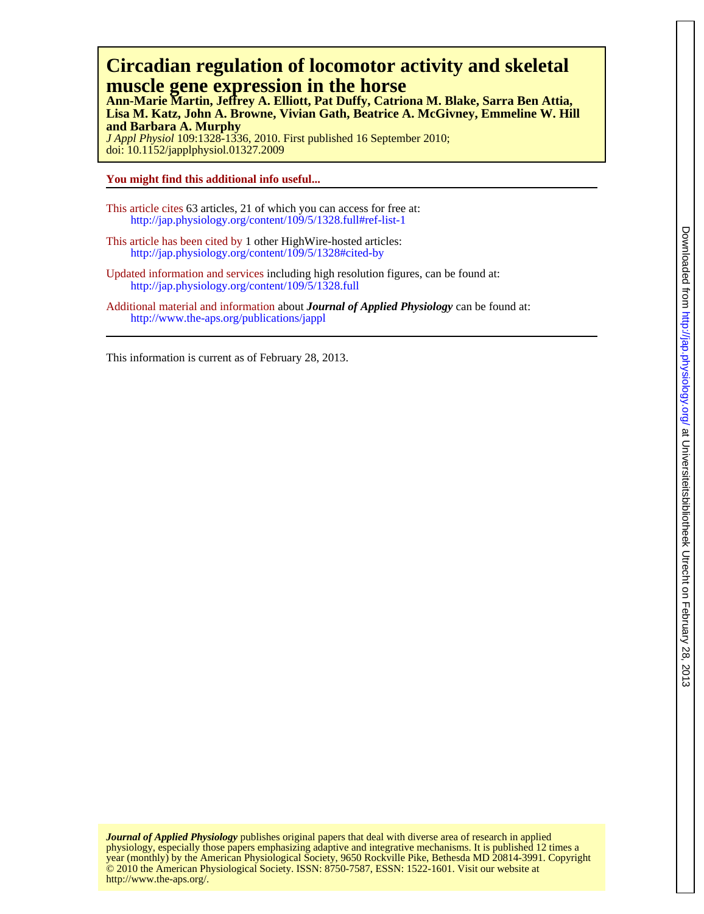# Circadian regulation of locomotor activity and skeletal muscle gene expression in the horse

**Ann-Marie Martin, Jeffrey A. Elliott, Pat Duffy, Catriona M. Blake, Sarra Ben Attia, Lisa M. Katz, John A. Browne, Vivian Gath, Beatrice A. McGivney, Emmeline W. Hill and Barbara A. Murphy**

*J Appl Physiol* 109:1328-1336, 2010. First published 16 September 2010;
doi: 10.1152/japplphysiol.01327.2009

**You might find this additional info useful...**

This article cites 63 articles, 21 of which you can access for free at:
http://jap.physiology.org/content/109/5/1328.full#ref-list-1

This article has been cited by 1 other HighWire-hosted articles:
http://jap.physiology.org/content/109/5/1328#cited-by

Updated information and services including high resolution figures, can be found at:
http://jap.physiology.org/content/109/5/1328.full

Additional material and information about ***Journal of Applied Physiology*** can be found at:
http://www.the-aps.org/publications/jappl

This information is current as of February 28, 2013.

***Journal of Applied Physiology*** publishes original papers that deal with diverse area of research in applied physiology, especially those papers emphasizing adaptive and integrative mechanisms. It is published 12 times a year (monthly) by the American Physiological Society, 9650 Rockville Pike, Bethesda MD 20814-3991. Copyright © 2010 the American Physiological Society. ISSN: 8750-7587, ESSN: 1522-1601. Visit our website at http://www.the-aps.org/.

Downloaded from http://jap.physiology.org/ at Universiteitsbibliotheek Utrecht on February 28, 2013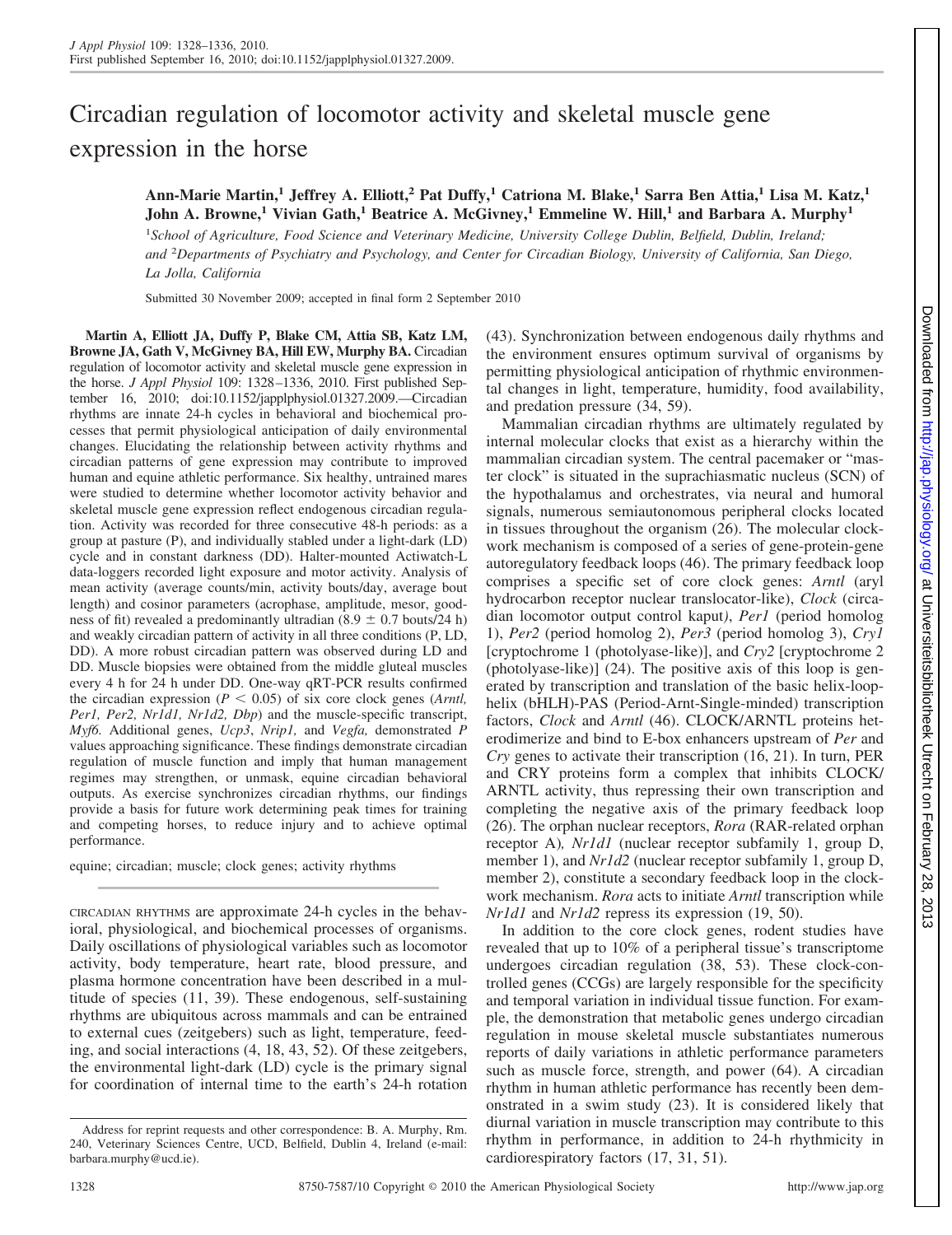# Circadian regulation of locomotor activity and skeletal muscle gene expression in the horse

**Ann-Marie Martin,[1] Jeffrey A. Elliott,[2] Pat Duffy,[1] Catriona M. Blake,[1] Sarra Ben Attia,[1] Lisa M. Katz,[1] John A. Browne,[1] Vivian Gath,[1] Beatrice A. McGivney,[1] Emmeline W. Hill,[1] and Barbara A. Murphy[1]**

[1]*School of Agriculture, Food Science and Veterinary Medicine, University College Dublin, Belfield, Dublin, Ireland; and* [2]*Departments of Psychiatry and Psychology, and Center for Circadian Biology, University of California, San Diego, La Jolla, California*

Submitted 30 November 2009; accepted in final form 2 September 2010

**Martin A, Elliott JA, Duffy P, Blake CM, Attia SB, Katz LM, Browne JA, Gath V, McGivney BA, Hill EW, Murphy BA.** Circadian regulation of locomotor activity and skeletal muscle gene expression in the horse. *J Appl Physiol* 109: 1328–1336, 2010. First published September 16, 2010; doi:10.1152/japplphysiol.01327.2009.—Circadian rhythms are innate 24-h cycles in behavioral and biochemical processes that permit physiological anticipation of daily environmental changes. Elucidating the relationship between activity rhythms and circadian patterns of gene expression may contribute to improved human and equine athletic performance. Six healthy, untrained mares were studied to determine whether locomotor activity behavior and skeletal muscle gene expression reflect endogenous circadian regulation. Activity was recorded for three consecutive 48-h periods: as a group at pasture (P), and individually stabled under a light-dark (LD) cycle and in constant darkness (DD). Halter-mounted Actiwatch-L data-loggers recorded light exposure and motor activity. Analysis of mean activity (average counts/min, activity bouts/day, average bout length) and cosinor parameters (acrophase, amplitude, mesor, goodness of fit) revealed a predominantly ultradian ($8.9 \pm 0.7$ bouts/24 h) and weakly circadian pattern of activity in all three conditions (P, LD, DD). A more robust circadian pattern was observed during LD and DD. Muscle biopsies were obtained from the middle gluteal muscles every 4 h for 24 h under DD. One-way qRT-PCR results confirmed the circadian expression ($P < 0.05$) of six core clock genes (*Arntl, Per1, Per2, Nr1d1, Nr1d2, Dbp*) and the muscle-specific transcript, *Myf6*. Additional genes, *Ucp3*, *Nrip1,* and *Vegfa,* demonstrated *P* values approaching significance. These findings demonstrate circadian regulation of muscle function and imply that human management regimes may strengthen, or unmask, equine circadian behavioral outputs. As exercise synchronizes circadian rhythms, our findings provide a basis for future work determining peak times for training and competing horses, to reduce injury and to achieve optimal performance.

equine; circadian; muscle; clock genes; activity rhythms

CIRCADIAN RHYTHMS are approximate 24-h cycles in the behavioral, physiological, and biochemical processes of organisms. Daily oscillations of physiological variables such as locomotor activity, body temperature, heart rate, blood pressure, and plasma hormone concentration have been described in a multitude of species (11, 39). These endogenous, self-sustaining rhythms are ubiquitous across mammals and can be entrained to external cues (zeitgebers) such as light, temperature, feeding, and social interactions (4, 18, 43, 52). Of these zeitgebers, the environmental light-dark (LD) cycle is the primary signal for coordination of internal time to the earth's 24-h rotation (43). Synchronization between endogenous daily rhythms and the environment ensures optimum survival of organisms by permitting physiological anticipation of rhythmic environmental changes in light, temperature, humidity, food availability, and predation pressure (34, 59).

Mammalian circadian rhythms are ultimately regulated by internal molecular clocks that exist as a hierarchy within the mammalian circadian system. The central pacemaker or "master clock" is situated in the suprachiasmatic nucleus (SCN) of the hypothalamus and orchestrates, via neural and humoral signals, numerous semiautonomous peripheral clocks located in tissues throughout the organism (26). The molecular clockwork mechanism is composed of a series of gene-protein-gene autoregulatory feedback loops (46). The primary feedback loop comprises a specific set of core clock genes: *Arntl* (aryl hydrocarbon receptor nuclear translocator-like), *Clock* (circadian locomotor output control kaput), *Per1* (period homolog 1), *Per2* (period homolog 2), *Per3* (period homolog 3), *Cry1* [cryptochrome 1 (photolyase-like)], and *Cry2* [cryptochrome 2 (photolyase-like)] (24). The positive axis of this loop is generated by transcription and translation of the basic helix-loop-helix (bHLH)-PAS (Period-Arnt-Single-minded) transcription factors, *Clock* and *Arntl* (46). CLOCK/ARNTL proteins heterodimerize and bind to E-box enhancers upstream of *Per* and *Cry* genes to activate their transcription (16, 21). In turn, PER and CRY proteins form a complex that inhibits CLOCK/ARNTL activity, thus repressing their own transcription and completing the negative axis of the primary feedback loop (26). The orphan nuclear receptors, *Rora* (RAR-related orphan receptor A), *Nr1d1* (nuclear receptor subfamily 1, group D, member 1), and *Nr1d2* (nuclear receptor subfamily 1, group D, member 2), constitute a secondary feedback loop in the clockwork mechanism. *Rora* acts to initiate *Arntl* transcription while *Nr1d1* and *Nr1d2* repress its expression (19, 50).

In addition to the core clock genes, rodent studies have revealed that up to 10% of a peripheral tissue's transcriptome undergoes circadian regulation (38, 53). These clock-controlled genes (CCGs) are largely responsible for the specificity and temporal variation in individual tissue function. For example, the demonstration that metabolic genes undergo circadian regulation in mouse skeletal muscle substantiates numerous reports of daily variations in athletic performance parameters such as muscle force, strength, and power (64). A circadian rhythm in human athletic performance has recently been demonstrated in a swim study (23). It is considered likely that diurnal variation in muscle transcription may contribute to this rhythm in performance, in addition to 24-h rhythmicity in cardiorespiratory factors (17, 31, 51).

Address for reprint requests and other correspondence: B. A. Murphy, Rm. 240, Veterinary Sciences Centre, UCD, Belfield, Dublin 4, Ireland (e-mail: barbara.murphy@ucd.ie).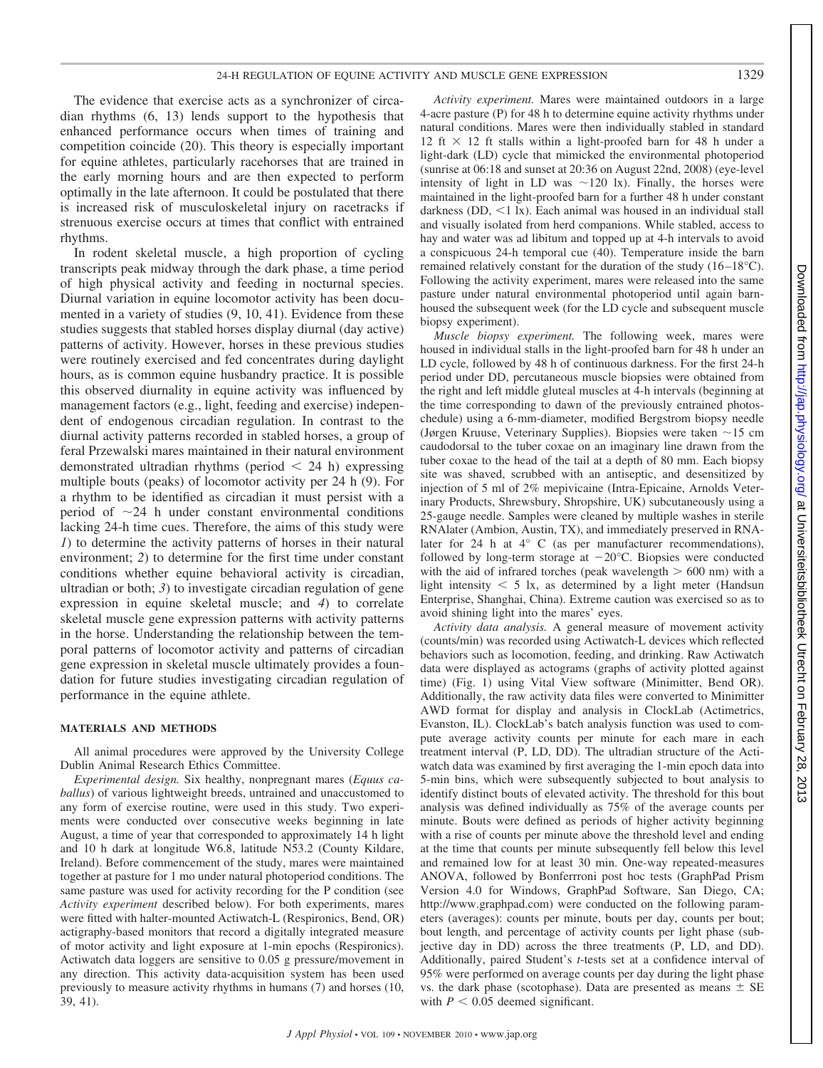The evidence that exercise acts as a synchronizer of circadian rhythms (6, 13) lends support to the hypothesis that enhanced performance occurs when times of training and competition coincide (20). This theory is especially important for equine athletes, particularly racehorses that are trained in the early morning hours and are then expected to perform optimally in the late afternoon. It could be postulated that there is increased risk of musculoskeletal injury on racetracks if strenuous exercise occurs at times that conflict with entrained rhythms.

In rodent skeletal muscle, a high proportion of cycling transcripts peak midway through the dark phase, a time period of high physical activity and feeding in nocturnal species. Diurnal variation in equine locomotor activity has been documented in a variety of studies (9, 10, 41). Evidence from these studies suggests that stabled horses display diurnal (day active) patterns of activity. However, horses in these previous studies were routinely exercised and fed concentrates during daylight hours, as is common equine husbandry practice. It is possible this observed diurnality in equine activity was influenced by management factors (e.g., light, feeding and exercise) independent of endogenous circadian regulation. In contrast to the diurnal activity patterns recorded in stabled horses, a group of feral Przewalski mares maintained in their natural environment demonstrated ultradian rhythms (period $<$ 24 h) expressing multiple bouts (peaks) of locomotor activity per 24 h (9). For a rhythm to be identified as circadian it must persist with a period of ~24 h under constant environmental conditions lacking 24-h time cues. Therefore, the aims of this study were *1*) to determine the activity patterns of horses in their natural environment; *2*) to determine for the first time under constant conditions whether equine behavioral activity is circadian, ultradian or both; *3*) to investigate circadian regulation of gene expression in equine skeletal muscle; and *4*) to correlate skeletal muscle gene expression patterns with activity patterns in the horse. Understanding the relationship between the temporal patterns of locomotor activity and patterns of circadian gene expression in skeletal muscle ultimately provides a foundation for future studies investigating circadian regulation of performance in the equine athlete.

## MATERIALS AND METHODS

All animal procedures were approved by the University College Dublin Animal Research Ethics Committee.

*Experimental design.* Six healthy, nonpregnant mares (*Equus caballus*) of various lightweight breeds, untrained and unaccustomed to any form of exercise routine, were used in this study. Two experiments were conducted over consecutive weeks beginning in late August, a time of year that corresponded to approximately 14 h light and 10 h dark at longitude W6.8, latitude N53.2 (County Kildare, Ireland). Before commencement of the study, mares were maintained together at pasture for 1 mo under natural photoperiod conditions. The same pasture was used for activity recording for the P condition (see *Activity experiment* described below). For both experiments, mares were fitted with halter-mounted Actiwatch-L (Respironics, Bend, OR) actigraphy-based monitors that record a digitally integrated measure of motor activity and light exposure at 1-min epochs (Respironics). Actiwatch data loggers are sensitive to 0.05 g pressure/movement in any direction. This activity data-acquisition system has been used previously to measure activity rhythms in humans (7) and horses (10, 39, 41).

*Activity experiment.* Mares were maintained outdoors in a large 4-acre pasture (P) for 48 h to determine equine activity rhythms under natural conditions. Mares were then individually stabled in standard 12 ft × 12 ft stalls within a light-proofed barn for 48 h under a light-dark (LD) cycle that mimicked the environmental photoperiod (sunrise at 06:18 and sunset at 20:36 on August 22nd, 2008) (eye-level intensity of light in LD was ~120 lx). Finally, the horses were maintained in the light-proofed barn for a further 48 h under constant darkness (DD, $<$1 lx). Each animal was housed in an individual stall and visually isolated from herd companions. While stabled, access to hay and water was ad libitum and topped up at 4-h intervals to avoid a conspicuous 24-h temporal cue (40). Temperature inside the barn remained relatively constant for the duration of the study (16–18°C). Following the activity experiment, mares were released into the same pasture under natural environmental photoperiod until again barn-housed the subsequent week (for the LD cycle and subsequent muscle biopsy experiment).

*Muscle biopsy experiment.* The following week, mares were housed in individual stalls in the light-proofed barn for 48 h under an LD cycle, followed by 48 h of continuous darkness. For the first 24-h period under DD, percutaneous muscle biopsies were obtained from the right and left middle gluteal muscles at 4-h intervals (beginning at the time corresponding to dawn of the previously entrained photoschedule) using a 6-mm-diameter, modified Bergstrom biopsy needle (Jørgen Kruuse, Veterinary Supplies). Biopsies were taken ~15 cm caudodorsal to the tuber coxae on an imaginary line drawn from the tuber coxae to the head of the tail at a depth of 80 mm. Each biopsy site was shaved, scrubbed with an antiseptic, and desensitized by injection of 5 ml of 2% mepivicaine (Intra-Epicaine, Arnolds Veterinary Products, Shrewsbury, Shropshire, UK) subcutaneously using a 25-gauge needle. Samples were cleaned by multiple washes in sterile RNAlater (Ambion, Austin, TX), and immediately preserved in RNAlater for 24 h at 4° C (as per manufacturer recommendations), followed by long-term storage at −20°C. Biopsies were conducted with the aid of infrared torches (peak wavelength $>$ 600 nm) with a light intensity $<$ 5 lx, as determined by a light meter (Handsun Enterprise, Shanghai, China). Extreme caution was exercised so as to avoid shining light into the mares' eyes.

*Activity data analysis.* A general measure of movement activity (counts/min) was recorded using Actiwatch-L devices which reflected behaviors such as locomotion, feeding, and drinking. Raw Actiwatch data were displayed as actograms (graphs of activity plotted against time) (Fig. 1) using Vital View software (Minimitter, Bend OR). Additionally, the raw activity data files were converted to Minimitter AWD format for display and analysis in ClockLab (Actimetrics, Evanston, IL). ClockLab's batch analysis function was used to compute average activity counts per minute for each mare in each treatment interval (P, LD, DD). The ultradian structure of the Actiwatch data was examined by first averaging the 1-min epoch data into 5-min bins, which were subsequently subjected to bout analysis to identify distinct bouts of elevated activity. The threshold for this bout analysis was defined individually as 75% of the average counts per minute. Bouts were defined as periods of higher activity beginning with a rise of counts per minute above the threshold level and ending at the time that counts per minute subsequently fell below this level and remained low for at least 30 min. One-way repeated-measures ANOVA, followed by Bonferrroni post hoc tests (GraphPad Prism Version 4.0 for Windows, GraphPad Software, San Diego, CA; http://www.graphpad.com) were conducted on the following parameters (averages): counts per minute, bouts per day, counts per bout; bout length, and percentage of activity counts per light phase (subjective day in DD) across the three treatments (P, LD, and DD). Additionally, paired Student's *t*-tests set at a confidence interval of 95% were performed on average counts per day during the light phase vs. the dark phase (scotophase). Data are presented as means ± SE with $P < 0.05$ deemed significant.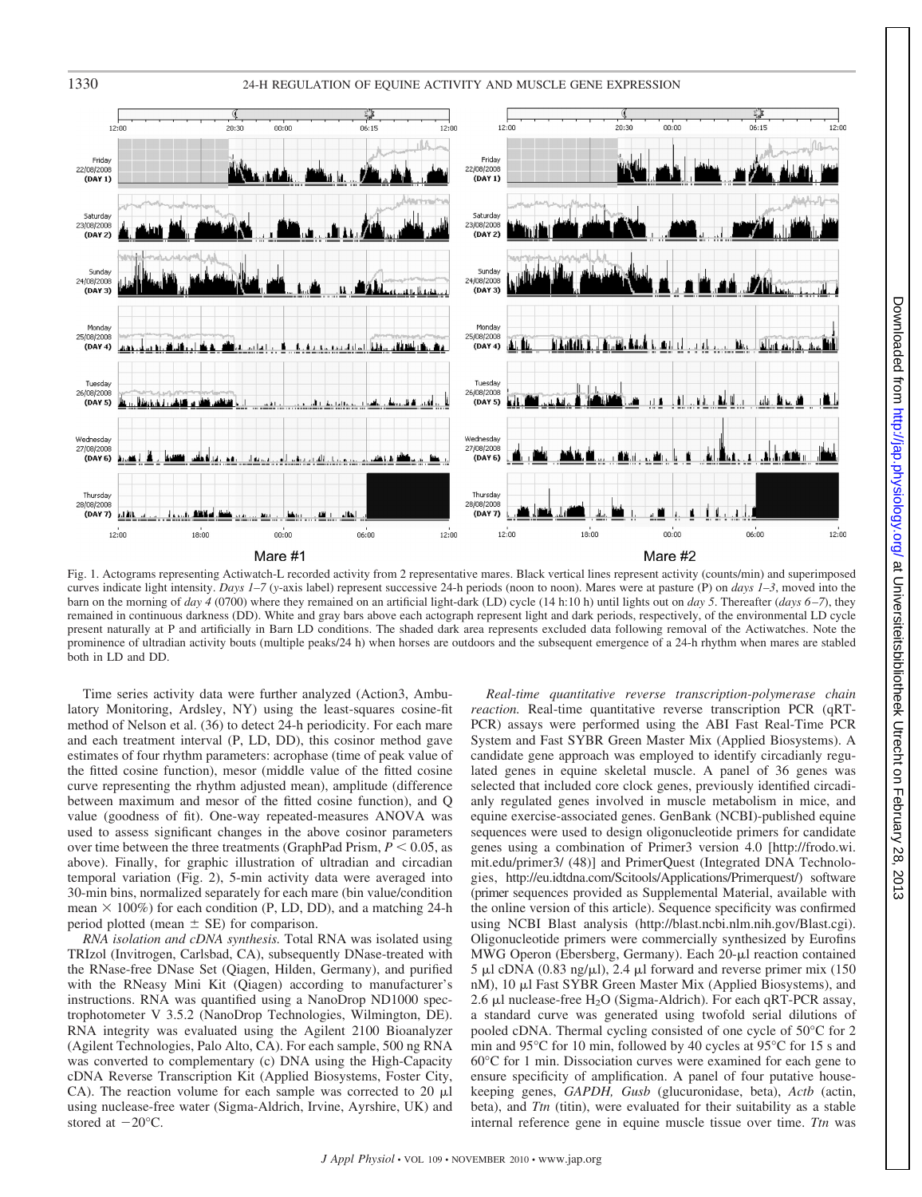Fig. 1. Actograms representing Actiwatch-L recorded activity from 2 representative mares. Black vertical lines represent activity (counts/min) and superimposed curves indicate light intensity. *Days 1–7* (*y*-axis label) represent successive 24-h periods (noon to noon). Mares were at pasture (P) on *days 1–3*, moved into the barn on the morning of *day 4* (0700) where they remained on an artificial light-dark (LD) cycle (14 h:10 h) until lights out on *day 5*. Thereafter (*days 6–7*), they remained in continuous darkness (DD). White and gray bars above each actograph represent light and dark periods, respectively, of the environmental LD cycle present naturally at P and artificially in Barn LD conditions. The shaded dark area represents excluded data following removal of the Actiwatches. Note the prominence of ultradian activity bouts (multiple peaks/24 h) when horses are outdoors and the subsequent emergence of a 24-h rhythm when mares are stabled both in LD and DD.

Time series activity data were further analyzed (Action3, Ambulatory Monitoring, Ardsley, NY) using the least-squares cosine-fit method of Nelson et al. (36) to detect 24-h periodicity. For each mare and each treatment interval (P, LD, DD), this cosinor method gave estimates of four rhythm parameters: acrophase (time of peak value of the fitted cosine function), mesor (middle value of the fitted cosine curve representing the rhythm adjusted mean), amplitude (difference between maximum and mesor of the fitted cosine function), and Q value (goodness of fit). One-way repeated-measures ANOVA was used to assess significant changes in the above cosinor parameters over time between the three treatments (GraphPad Prism, $P < 0.05$, as above). Finally, for graphic illustration of ultradian and circadian temporal variation (Fig. 2), 5-min activity data were averaged into 30-min bins, normalized separately for each mare (bin value/condition mean × 100%) for each condition (P, LD, DD), and a matching 24-h period plotted (mean ± SE) for comparison.

*RNA isolation and cDNA synthesis.* Total RNA was isolated using TRIzol (Invitrogen, Carlsbad, CA), subsequently DNase-treated with the RNase-free DNase Set (Qiagen, Hilden, Germany), and purified with the RNeasy Mini Kit (Qiagen) according to manufacturer's instructions. RNA was quantified using a NanoDrop ND1000 spectrophotometer V 3.5.2 (NanoDrop Technologies, Wilmington, DE). RNA integrity was evaluated using the Agilent 2100 Bioanalyzer (Agilent Technologies, Palo Alto, CA). For each sample, 500 ng RNA was converted to complementary (c) DNA using the High-Capacity cDNA Reverse Transcription Kit (Applied Biosystems, Foster City, CA). The reaction volume for each sample was corrected to 20 μl using nuclease-free water (Sigma-Aldrich, Irvine, Ayrshire, UK) and stored at −20°C.

*Real-time quantitative reverse transcription-polymerase chain reaction.* Real-time quantitative reverse transcription PCR (qRT-PCR) assays were performed using the ABI Fast Real-Time PCR System and Fast SYBR Green Master Mix (Applied Biosystems). A candidate gene approach was employed to identify circadianly regulated genes in equine skeletal muscle. A panel of 36 genes was selected that included core clock genes, previously identified circadianly regulated genes involved in muscle metabolism in mice, and equine exercise-associated genes. GenBank (NCBI)-published equine sequences were used to design oligonucleotide primers for candidate genes using a combination of Primer3 version 4.0 [http://frodo.wi.mit.edu/primer3/ (48)] and PrimerQuest (Integrated DNA Technologies, http://eu.idtdna.com/Scitools/Applications/Primerquest/) software (primer sequences provided as Supplemental Material, available with the online version of this article). Sequence specificity was confirmed using NCBI Blast analysis (http://blast.ncbi.nlm.nih.gov/Blast.cgi). Oligonucleotide primers were commercially synthesized by Eurofins MWG Operon (Ebersberg, Germany). Each 20-μl reaction contained 5 μl cDNA (0.83 ng/μl), 2.4 μl forward and reverse primer mix (150 nM), 10 μl Fast SYBR Green Master Mix (Applied Biosystems), and 2.6 μl nuclease-free $H_2O$ (Sigma-Aldrich). For each qRT-PCR assay, a standard curve was generated using twofold serial dilutions of pooled cDNA. Thermal cycling consisted of one cycle of 50°C for 2 min and 95°C for 10 min, followed by 40 cycles at 95°C for 15 s and 60°C for 1 min. Dissociation curves were examined for each gene to ensure specificity of amplification. A panel of four putative housekeeping genes, *GAPDH, Gusb* (glucuronidase, beta), *Actb* (actin, beta), and *Ttn* (titin), were evaluated for their suitability as a stable internal reference gene in equine muscle tissue over time. *Ttn* was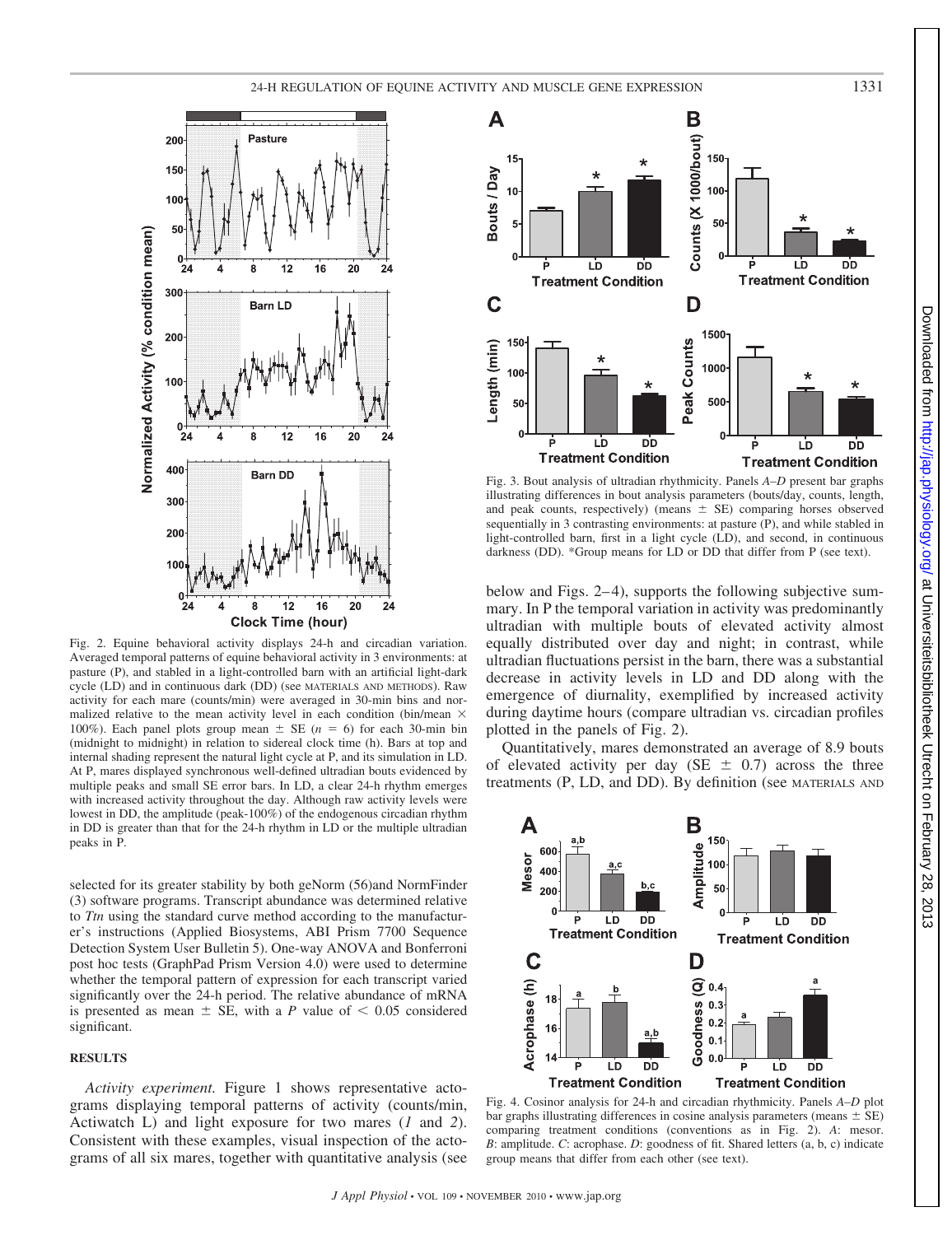Fig. 2. Equine behavioral activity displays 24-h and circadian variation. Averaged temporal patterns of equine behavioral activity in 3 environments: at pasture (P), and stabled in a light-controlled barn with an artificial light-dark cycle (LD) and in continuous dark (DD) (see MATERIALS AND METHODS). Raw activity for each mare (counts/min) were averaged in 30-min bins and normalized relative to the mean activity level in each condition (bin/mean × 100%). Each panel plots group mean ± SE ($n$ = 6) for each 30-min bin (midnight to midnight) in relation to sidereal clock time (h). Bars at top and internal shading represent the natural light cycle at P, and its simulation in LD. At P, mares displayed synchronous well-defined ultradian bouts evidenced by multiple peaks and small SE error bars. In LD, a clear 24-h rhythm emerges with increased activity throughout the day. Although raw activity levels were lowest in DD, the amplitude (peak-100%) of the endogenous circadian rhythm in DD is greater than that for the 24-h rhythm in LD or the multiple ultradian peaks in P.

selected for its greater stability by both geNorm (56)and NormFinder (3) software programs. Transcript abundance was determined relative to *Ttn* using the standard curve method according to the manufacturer's instructions (Applied Biosystems, ABI Prism 7700 Sequence Detection System User Bulletin 5). One-way ANOVA and Bonferroni post hoc tests (GraphPad Prism Version 4.0) were used to determine whether the temporal pattern of expression for each transcript varied significantly over the 24-h period. The relative abundance of mRNA is presented as mean ± SE, with a $P$ value of < 0.05 considered significant.

## RESULTS

*Activity experiment.* Figure 1 shows representative actograms displaying temporal patterns of activity (counts/min, Actiwatch L) and light exposure for two mares (*1* and *2*). Consistent with these examples, visual inspection of the actograms of all six mares, together with quantitative analysis (see below and Figs. 2–4), supports the following subjective summary. In P the temporal variation in activity was predominantly ultradian with multiple bouts of elevated activity almost equally distributed over day and night; in contrast, while ultradian fluctuations persist in the barn, there was a substantial decrease in activity levels in LD and DD along with the emergence of diurnality, exemplified by increased activity during daytime hours (compare ultradian vs. circadian profiles plotted in the panels of Fig. 2).

Fig. 3. Bout analysis of ultradian rhythmicity. Panels *A–D* present bar graphs illustrating differences in bout analysis parameters (bouts/day, counts, length, and peak counts, respectively) (means ± SE) comparing horses observed sequentially in 3 contrasting environments: at pasture (P), and while stabled in light-controlled barn, first in a light cycle (LD), and second, in continuous darkness (DD). *Group means for LD or DD that differ from P (see text).

Quantitatively, mares demonstrated an average of 8.9 bouts of elevated activity per day (SE ± 0.7) across the three treatments (P, LD, and DD). By definition (see MATERIALS AND

Fig. 4. Cosinor analysis for 24-h and circadian rhythmicity. Panels *A–D* plot bar graphs illustrating differences in cosine analysis parameters (means ± SE) comparing treatment conditions (conventions as in Fig. 2). *A*: mesor. *B*: amplitude. *C*: acrophase. *D*: goodness of fit. Shared letters (a, b, c) indicate group means that differ from each other (see text).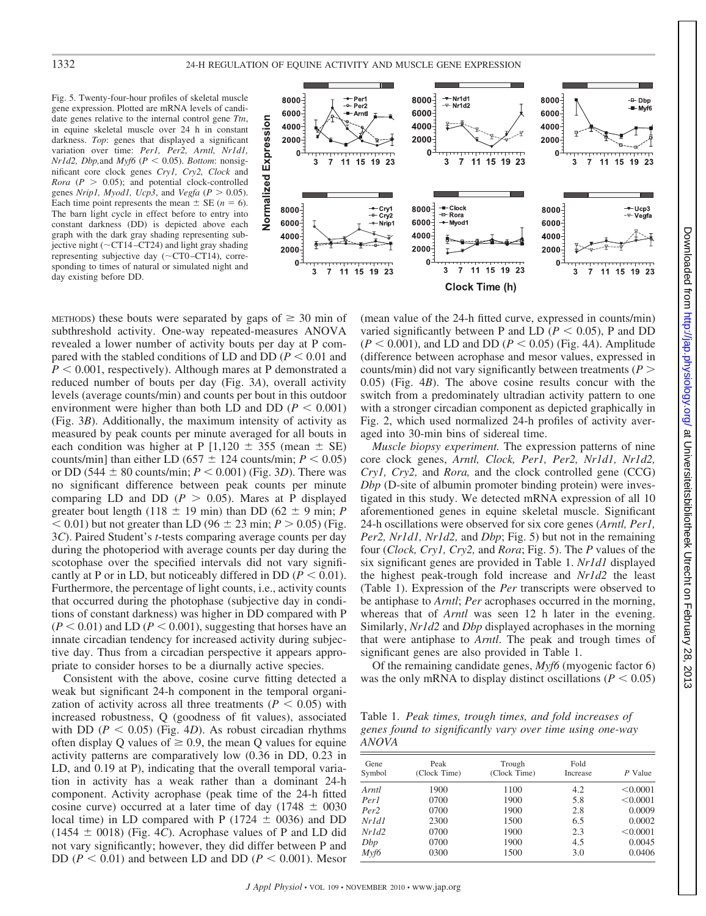Fig. 5. Twenty-four-hour profiles of skeletal muscle gene expression. Plotted are mRNA levels of candidate genes relative to the internal control gene *Ttn*, in equine skeletal muscle over 24 h in constant darkness. *Top*: genes that displayed a significant variation over time: *Per1, Per2, Arntl, Nr1d1, Nr1d2, Dbp,* and *Myf6* ($P < 0.05$). *Bottom*: nonsignificant core clock genes *Cry1, Cry2, Clock* and *Rora* ($P > 0.05$); and potential clock-controlled genes *Nrip1, Myod1, Ucp3,* and *Vegfa* ($P > 0.05$). Each time point represents the mean ± SE ($n = 6$). The barn light cycle in effect before to entry into constant darkness (DD) is depicted above each graph with the dark gray shading representing subjective night (~CT14–CT24) and light gray shading representing subjective day (~CT0–CT14), corresponding to times of natural or simulated night and day existing before DD.

METHODS) these bouts were separated by gaps of ≥ 30 min of subthreshold activity. One-way repeated-measures ANOVA revealed a lower number of activity bouts per day at P compared with the stabled conditions of LD and DD ($P < 0.01$ and $P < 0.001$, respectively). Although mares at P demonstrated a reduced number of bouts per day (Fig. 3*A*), overall activity levels (average counts/min) and counts per bout in this outdoor environment were higher than both LD and DD ($P < 0.001$) (Fig. 3*B*). Additionally, the maximum intensity of activity as measured by peak counts per minute averaged for all bouts in each condition was higher at P [1,120 ± 355 (mean ± SE) counts/min] than either LD (657 ± 124 counts/min; $P < 0.05$) or DD (544 ± 80 counts/min; $P < 0.001$) (Fig. 3*D*). There was no significant difference between peak counts per minute comparing LD and DD ($P > 0.05$). Mares at P displayed greater bout length (118 ± 19 min) than DD (62 ± 9 min; $P < 0.01$) but not greater than LD (96 ± 23 min; $P > 0.05$) (Fig. 3*C*). Paired Student's *t*-tests comparing average counts per day during the photoperiod with average counts per day during the scotophase over the specified intervals did not vary significantly at P or in LD, but noticeably differed in DD ($P < 0.01$). Furthermore, the percentage of light counts, i.e., activity counts that occurred during the photophase (subjective day in conditions of constant darkness) was higher in DD compared with P ($P < 0.01$) and LD ($P < 0.001$), suggesting that horses have an innate circadian tendency for increased activity during subjective day. Thus from a circadian perspective it appears appropriate to consider horses to be a diurnally active species.

Consistent with the above, cosine curve fitting detected a weak but significant 24-h component in the temporal organization of activity across all three treatments ($P < 0.05$) with increased robustness, Q (goodness of fit values), associated with DD ($P < 0.05$) (Fig. 4*D*). As robust circadian rhythms often display Q values of ≥ 0.9, the mean Q values for equine activity patterns are comparatively low (0.36 in DD, 0.23 in LD, and 0.19 at P), indicating that the overall temporal variation in activity has a weak rather than a dominant 24-h component. Activity acrophase (peak time of the 24-h fitted cosine curve) occurred at a later time of day (1748 ± 0030 local time) in LD compared with P (1724 ± 0036) and DD (1454 ± 0018) (Fig. 4*C*). Acrophase values of P and LD did not vary significantly; however, they did differ between P and DD ($P < 0.01$) and between LD and DD ($P < 0.001$). Mesor (mean value of the 24-h fitted curve, expressed in counts/min) varied significantly between P and LD ($P < 0.05$), P and DD ($P < 0.001$), and LD and DD ($P < 0.05$) (Fig. 4*A*). Amplitude (difference between acrophase and mesor values, expressed in counts/min) did not vary significantly between treatments ($P > 0.05$) (Fig. 4*B*). The above cosine results concur with the switch from a predominately ultradian activity pattern to one with a stronger circadian component as depicted graphically in Fig. 2, which used normalized 24-h profiles of activity averaged into 30-min bins of sidereal time.

*Muscle biopsy experiment.* The expression patterns of nine core clock genes, *Arntl, Clock, Per1, Per2, Nr1d1, Nr1d2, Cry1, Cry2,* and *Rora,* and the clock controlled gene (CCG) *Dbp* (D-site of albumin promoter binding protein) were investigated in this study. We detected mRNA expression of all 10 aforementioned genes in equine skeletal muscle. Significant 24-h oscillations were observed for six core genes (*Arntl, Per1, Per2, Nr1d1, Nr1d2,* and *Dbp*; Fig. 5) but not in the remaining four (*Clock, Cry1, Cry2,* and *Rora*; Fig. 5). The *P* values of the six significant genes are provided in Table 1. *Nr1d1* displayed the highest peak-trough fold increase and *Nr1d2* the least (Table 1). Expression of the *Per* transcripts were observed to be antiphase to *Arntl*; *Per* acrophases occurred in the morning, whereas that of *Arntl* was seen 12 h later in the evening. Similarly, *Nr1d2* and *Dbp* displayed acrophases in the morning that were antiphase to *Arntl*. The peak and trough times of significant genes are also provided in Table 1.

Of the remaining candidate genes, *Myf6* (myogenic factor 6) was the only mRNA to display distinct oscillations ($P < 0.05$)

Table 1. *Peak times, trough times, and fold increases of genes found to significantly vary over time using one-way ANOVA*

| Gene Symbol | Peak (Clock Time) | Trough (Clock Time) | Fold Increase | *P* Value |
|---|---|---|---|---|
| *Arntl* | 1900 | 1100 | 4.2 | <0.0001 |
| *Per1* | 0700 | 1900 | 5.8 | <0.0001 |
| *Per2* | 0700 | 1900 | 2.8 | 0.0009 |
| *Nr1d1* | 2300 | 1500 | 6.5 | 0.0002 |
| *Nr1d2* | 0700 | 1900 | 2.3 | <0.0001 |
| *Dbp* | 0700 | 1900 | 4.5 | 0.0045 |
| *Myf6* | 0300 | 1500 | 3.0 | 0.0406 |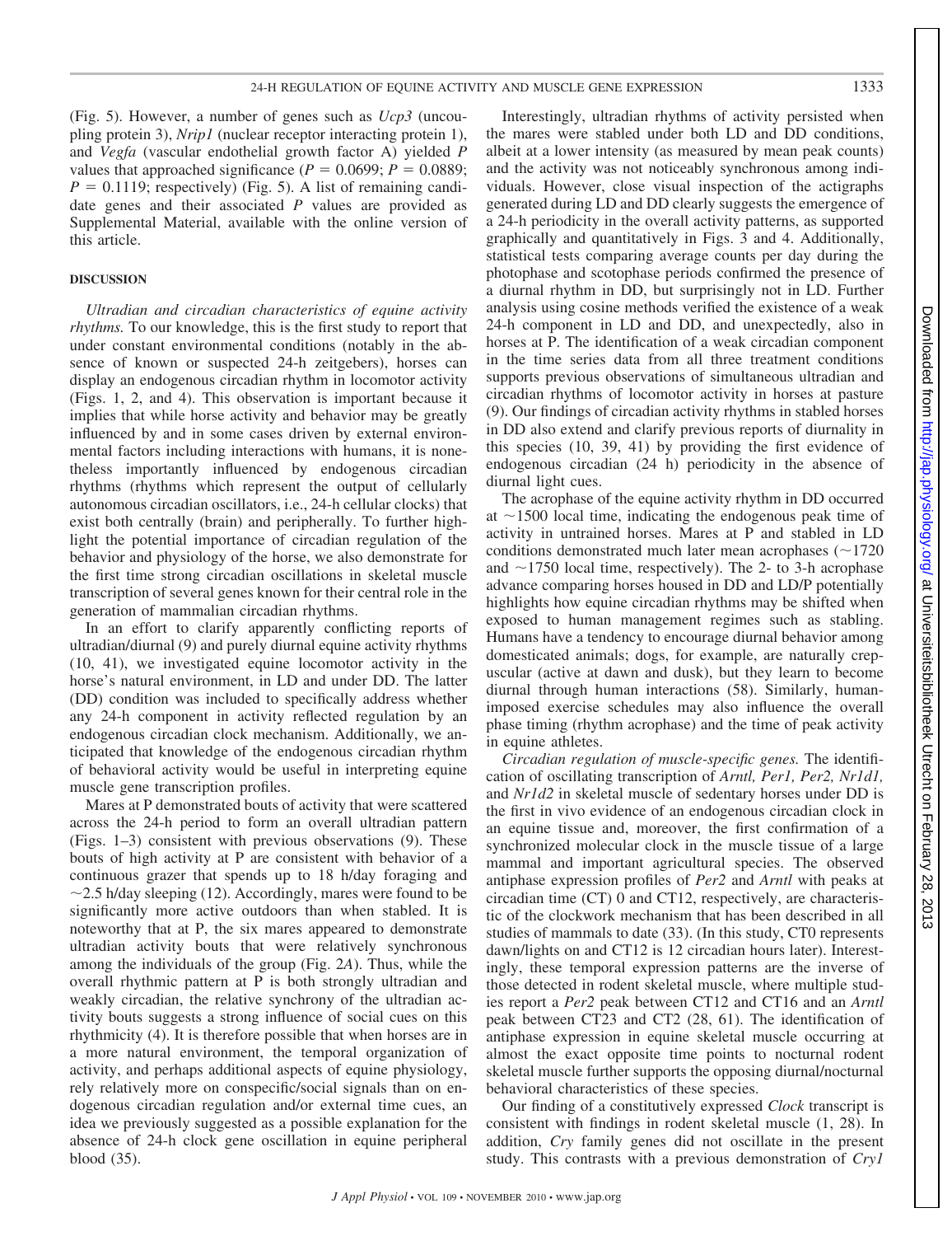(Fig. 5). However, a number of genes such as *Ucp3* (uncoupling protein 3), *Nrip1* (nuclear receptor interacting protein 1), and *Vegfa* (vascular endothelial growth factor A) yielded *P* values that approached significance ($P = 0.0699$; $P = 0.0889$; $P = 0.1119$; respectively) (Fig. 5). A list of remaining candidate genes and their associated *P* values are provided as Supplemental Material, available with the online version of this article.

## DISCUSSION

*Ultradian and circadian characteristics of equine activity rhythms.* To our knowledge, this is the first study to report that under constant environmental conditions (notably in the absence of known or suspected 24-h zeitgebers), horses can display an endogenous circadian rhythm in locomotor activity (Figs. 1, 2, and 4). This observation is important because it implies that while horse activity and behavior may be greatly influenced by and in some cases driven by external environmental factors including interactions with humans, it is nonetheless importantly influenced by endogenous circadian rhythms (rhythms which represent the output of cellularly autonomous circadian oscillators, i.e., 24-h cellular clocks) that exist both centrally (brain) and peripherally. To further highlight the potential importance of circadian regulation of the behavior and physiology of the horse, we also demonstrate for the first time strong circadian oscillations in skeletal muscle transcription of several genes known for their central role in the generation of mammalian circadian rhythms.

In an effort to clarify apparently conflicting reports of ultradian/diurnal (9) and purely diurnal equine activity rhythms (10, 41), we investigated equine locomotor activity in the horse's natural environment, in LD and under DD. The latter (DD) condition was included to specifically address whether any 24-h component in activity reflected regulation by an endogenous circadian clock mechanism. Additionally, we anticipated that knowledge of the endogenous circadian rhythm of behavioral activity would be useful in interpreting equine muscle gene transcription profiles.

Mares at P demonstrated bouts of activity that were scattered across the 24-h period to form an overall ultradian pattern (Figs. 1–3) consistent with previous observations (9). These bouts of high activity at P are consistent with behavior of a continuous grazer that spends up to 18 h/day foraging and ~2.5 h/day sleeping (12). Accordingly, mares were found to be significantly more active outdoors than when stabled. It is noteworthy that at P, the six mares appeared to demonstrate ultradian activity bouts that were relatively synchronous among the individuals of the group (Fig. 2*A*). Thus, while the overall rhythmic pattern at P is both strongly ultradian and weakly circadian, the relative synchrony of the ultradian activity bouts suggests a strong influence of social cues on this rhythmicity (4). It is therefore possible that when horses are in a more natural environment, the temporal organization of activity, and perhaps additional aspects of equine physiology, rely relatively more on conspecific/social signals than on endogenous circadian regulation and/or external time cues, an idea we previously suggested as a possible explanation for the absence of 24-h clock gene oscillation in equine peripheral blood (35).

Interestingly, ultradian rhythms of activity persisted when the mares were stabled under both LD and DD conditions, albeit at a lower intensity (as measured by mean peak counts) and the activity was not noticeably synchronous among individuals. However, close visual inspection of the actigraphs generated during LD and DD clearly suggests the emergence of a 24-h periodicity in the overall activity patterns, as supported graphically and quantitatively in Figs. 3 and 4. Additionally, statistical tests comparing average counts per day during the photophase and scotophase periods confirmed the presence of a diurnal rhythm in DD, but surprisingly not in LD. Further analysis using cosine methods verified the existence of a weak 24-h component in LD and DD, and unexpectedly, also in horses at P. The identification of a weak circadian component in the time series data from all three treatment conditions supports previous observations of simultaneous ultradian and circadian rhythms of locomotor activity in horses at pasture (9). Our findings of circadian activity rhythms in stabled horses in DD also extend and clarify previous reports of diurnality in this species (10, 39, 41) by providing the first evidence of endogenous circadian (24 h) periodicity in the absence of diurnal light cues.

The acrophase of the equine activity rhythm in DD occurred at ~1500 local time, indicating the endogenous peak time of activity in untrained horses. Mares at P and stabled in LD conditions demonstrated much later mean acrophases (~1720 and ~1750 local time, respectively). The 2- to 3-h acrophase advance comparing horses housed in DD and LD/P potentially highlights how equine circadian rhythms may be shifted when exposed to human management regimes such as stabling. Humans have a tendency to encourage diurnal behavior among domesticated animals; dogs, for example, are naturally crepuscular (active at dawn and dusk), but they learn to become diurnal through human interactions (58). Similarly, human-imposed exercise schedules may also influence the overall phase timing (rhythm acrophase) and the time of peak activity in equine athletes.

*Circadian regulation of muscle-specific genes.* The identification of oscillating transcription of *Arntl, Per1, Per2, Nr1d1,* and *Nr1d2* in skeletal muscle of sedentary horses under DD is the first in vivo evidence of an endogenous circadian clock in an equine tissue and, moreover, the first confirmation of a synchronized molecular clock in the muscle tissue of a large mammal and important agricultural species. The observed antiphase expression profiles of *Per2* and *Arntl* with peaks at circadian time (CT) 0 and CT12, respectively, are characteristic of the clockwork mechanism that has been described in all studies of mammals to date (33). (In this study, CT0 represents dawn/lights on and CT12 is 12 circadian hours later). Interestingly, these temporal expression patterns are the inverse of those detected in rodent skeletal muscle, where multiple studies report a *Per2* peak between CT12 and CT16 and an *Arntl* peak between CT23 and CT2 (28, 61). The identification of antiphase expression in equine skeletal muscle occurring at almost the exact opposite time points to nocturnal rodent skeletal muscle further supports the opposing diurnal/nocturnal behavioral characteristics of these species.

Our finding of a constitutively expressed *Clock* transcript is consistent with findings in rodent skeletal muscle (1, 28). In addition, *Cry* family genes did not oscillate in the present study. This contrasts with a previous demonstration of *Cry1*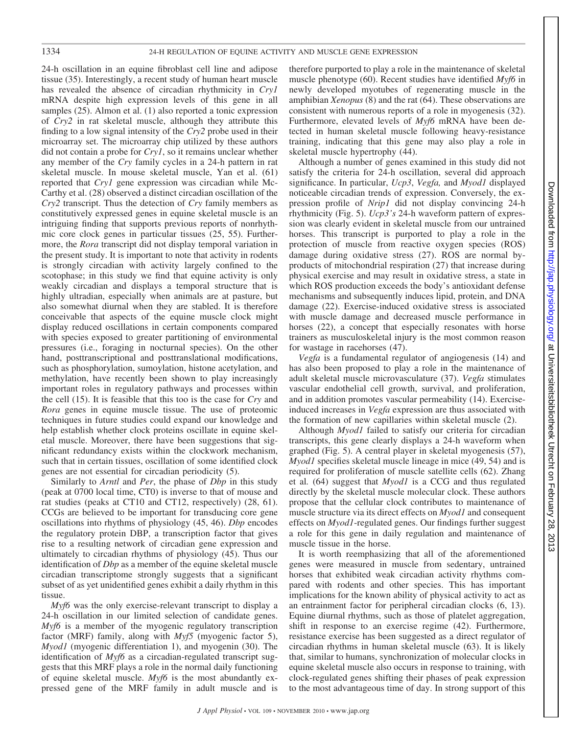24-h oscillation in an equine fibroblast cell line and adipose tissue (35). Interestingly, a recent study of human heart muscle has revealed the absence of circadian rhythmicity in *Cry1* mRNA despite high expression levels of this gene in all samples (25). Almon et al. (1) also reported a tonic expression of *Cry2* in rat skeletal muscle, although they attribute this finding to a low signal intensity of the *Cry2* probe used in their microarray set. The microarray chip utilized by these authors did not contain a probe for *Cry1*, so it remains unclear whether any member of the *Cry* family cycles in a 24-h pattern in rat skeletal muscle. In mouse skeletal muscle, Yan et al. (61) reported that *Cry1* gene expression was circadian while McCarthy et al. (28) observed a distinct circadian oscillation of the *Cry2* transcript. Thus the detection of *Cry* family members as constitutively expressed genes in equine skeletal muscle is an intriguing finding that supports previous reports of nonrhythmic core clock genes in particular tissues (25, 55). Furthermore, the *Rora* transcript did not display temporal variation in the present study. It is important to note that activity in rodents is strongly circadian with activity largely confined to the scotophase; in this study we find that equine activity is only weakly circadian and displays a temporal structure that is highly ultradian, especially when animals are at pasture, but also somewhat diurnal when they are stabled. It is therefore conceivable that aspects of the equine muscle clock might display reduced oscillations in certain components compared with species exposed to greater partitioning of environmental pressures (i.e., foraging in nocturnal species). On the other hand, posttranscriptional and posttranslational modifications, such as phosphorylation, sumoylation, histone acetylation, and methylation, have recently been shown to play increasingly important roles in regulatory pathways and processes within the cell (15). It is feasible that this too is the case for *Cry* and *Rora* genes in equine muscle tissue. The use of proteomic techniques in future studies could expand our knowledge and help establish whether clock proteins oscillate in equine skeletal muscle. Moreover, there have been suggestions that significant redundancy exists within the clockwork mechanism, such that in certain tissues, oscillation of some identified clock genes are not essential for circadian periodicity (5).

Similarly to *Arntl* and *Per*, the phase of *Dbp* in this study (peak at 0700 local time, CT0) is inverse to that of mouse and rat studies (peaks at CT10 and CT12, respectively) (28, 61). CCGs are believed to be important for transducing core gene oscillations into rhythms of physiology (45, 46). *Dbp* encodes the regulatory protein DBP, a transcription factor that gives rise to a resulting network of circadian gene expression and ultimately to circadian rhythms of physiology (45). Thus our identification of *Dbp* as a member of the equine skeletal muscle circadian transcriptome strongly suggests that a significant subset of as yet unidentified genes exhibit a daily rhythm in this tissue.

*Myf6* was the only exercise-relevant transcript to display a 24-h oscillation in our limited selection of candidate genes. *Myf6* is a member of the myogenic regulatory transcription factor (MRF) family, along with *Myf5* (myogenic factor 5), *Myod1* (myogenic differentiation 1), and myogenin (30). The identification of *Myf6* as a circadian-regulated transcript suggests that this MRF plays a role in the normal daily functioning of equine skeletal muscle. *Myf6* is the most abundantly expressed gene of the MRF family in adult muscle and is therefore purported to play a role in the maintenance of skeletal muscle phenotype (60). Recent studies have identified *Myf6* in newly developed myotubes of regenerating muscle in the amphibian *Xenopus* (8) and the rat (64). These observations are consistent with numerous reports of a role in myogenesis (32). Furthermore, elevated levels of *Myf6* mRNA have been detected in human skeletal muscle following heavy-resistance training, indicating that this gene may also play a role in skeletal muscle hypertrophy (44).

Although a number of genes examined in this study did not satisfy the criteria for 24-h oscillation, several did approach significance. In particular, *Ucp3*, *Vegfa,* and *Myod1* displayed noticeable circadian trends of expression. Conversely, the expression profile of *Nrip1* did not display convincing 24-h rhythmicity (Fig. 5). *Ucp3's* 24-h waveform pattern of expression was clearly evident in skeletal muscle from our untrained horses. This transcript is purported to play a role in the protection of muscle from reactive oxygen species (ROS) damage during oxidative stress (27). ROS are normal byproducts of mitochondrial respiration (27) that increase during physical exercise and may result in oxidative stress, a state in which ROS production exceeds the body's antioxidant defense mechanisms and subsequently induces lipid, protein, and DNA damage (22). Exercise-induced oxidative stress is associated with muscle damage and decreased muscle performance in horses (22), a concept that especially resonates with horse trainers as musculoskeletal injury is the most common reason for wastage in racehorses (47).

*Vegfa* is a fundamental regulator of angiogenesis (14) and has also been proposed to play a role in the maintenance of adult skeletal muscle microvasculature (37). *Vegfa* stimulates vascular endothelial cell growth, survival, and proliferation, and in addition promotes vascular permeability (14). Exercise-induced increases in *Vegfa* expression are thus associated with the formation of new capillaries within skeletal muscle (2).

Although *Myod1* failed to satisfy our criteria for circadian transcripts, this gene clearly displays a 24-h waveform when graphed (Fig. 5). A central player in skeletal myogenesis (57), *Myod1* specifies skeletal muscle lineage in mice (49, 54) and is required for proliferation of muscle satellite cells (62). Zhang et al. (64) suggest that *Myod1* is a CCG and thus regulated directly by the skeletal muscle molecular clock. These authors propose that the cellular clock contributes to maintenance of muscle structure via its direct effects on *Myod1* and consequent effects on *Myod1*-regulated genes. Our findings further suggest a role for this gene in daily regulation and maintenance of muscle tissue in the horse.

It is worth reemphasizing that all of the aforementioned genes were measured in muscle from sedentary, untrained horses that exhibited weak circadian activity rhythms compared with rodents and other species. This has important implications for the known ability of physical activity to act as an entrainment factor for peripheral circadian clocks (6, 13). Equine diurnal rhythms, such as those of platelet aggregation, shift in response to an exercise regime (42). Furthermore, resistance exercise has been suggested as a direct regulator of circadian rhythms in human skeletal muscle (63). It is likely that, similar to humans, synchronization of molecular clocks in equine skeletal muscle also occurs in response to training, with clock-regulated genes shifting their phases of peak expression to the most advantageous time of day. In strong support of this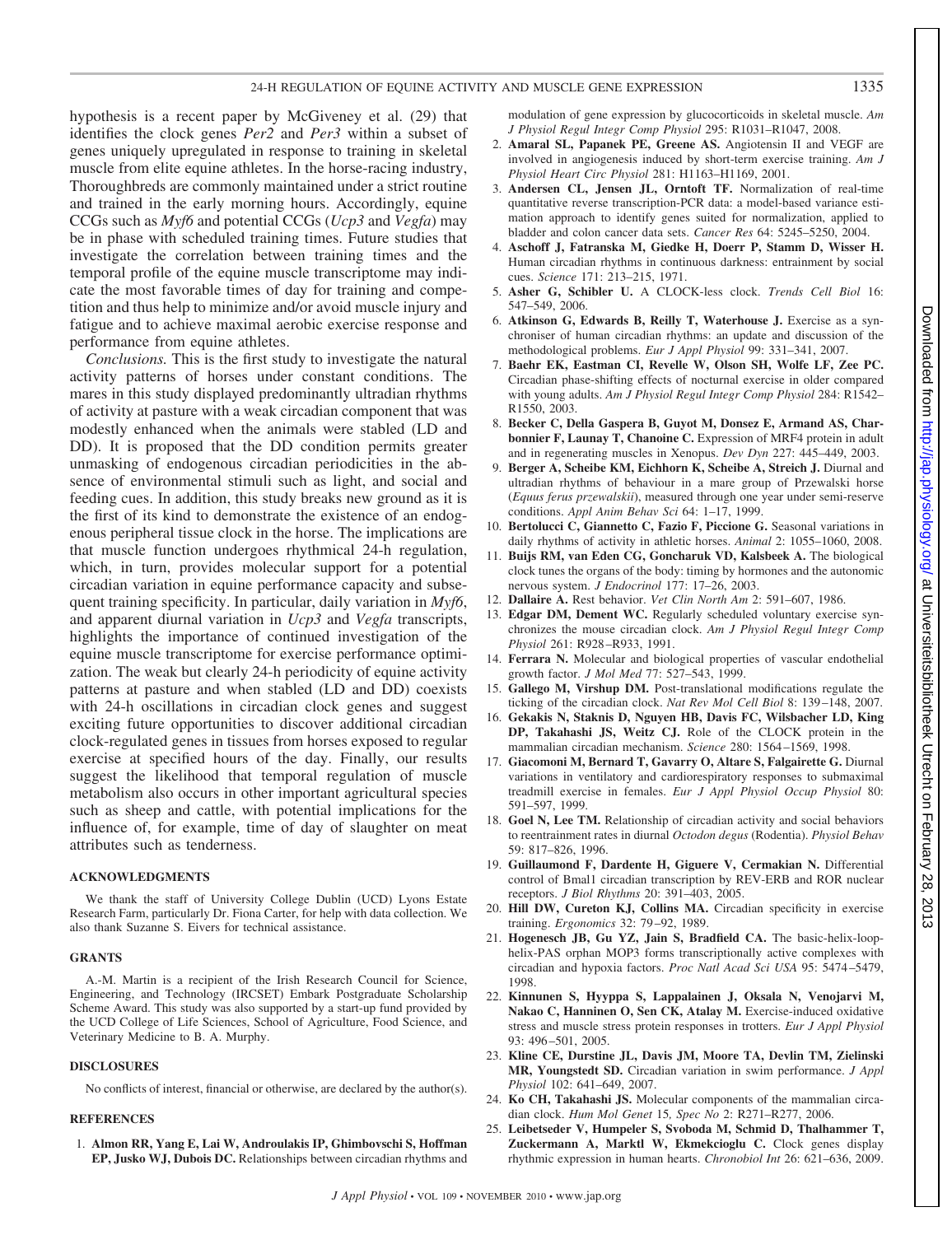hypothesis is a recent paper by McGiveney et al. (29) that identifies the clock genes *Per2* and *Per3* within a subset of genes uniquely upregulated in response to training in skeletal muscle from elite equine athletes. In the horse-racing industry, Thoroughbreds are commonly maintained under a strict routine and trained in the early morning hours. Accordingly, equine CCGs such as *Myf6* and potential CCGs (*Ucp3* and *Vegfa*) may be in phase with scheduled training times. Future studies that investigate the correlation between training times and the temporal profile of the equine muscle transcriptome may indicate the most favorable times of day for training and competition and thus help to minimize and/or avoid muscle injury and fatigue and to achieve maximal aerobic exercise response and performance from equine athletes.

*Conclusions.* This is the first study to investigate the natural activity patterns of horses under constant conditions. The mares in this study displayed predominantly ultradian rhythms of activity at pasture with a weak circadian component that was modestly enhanced when the animals were stabled (LD and DD). It is proposed that the DD condition permits greater unmasking of endogenous circadian periodicities in the absence of environmental stimuli such as light, and social and feeding cues. In addition, this study breaks new ground as it is the first of its kind to demonstrate the existence of an endogenous peripheral tissue clock in the horse. The implications are that muscle function undergoes rhythmical 24-h regulation, which, in turn, provides molecular support for a potential circadian variation in equine performance capacity and subsequent training specificity. In particular, daily variation in *Myf6*, and apparent diurnal variation in *Ucp3* and *Vegfa* transcripts, highlights the importance of continued investigation of the equine muscle transcriptome for exercise performance optimization. The weak but clearly 24-h periodicity of equine activity patterns at pasture and when stabled (LD and DD) coexists with 24-h oscillations in circadian clock genes and suggest exciting future opportunities to discover additional circadian clock-regulated genes in tissues from horses exposed to regular exercise at specified hours of the day. Finally, our results suggest the likelihood that temporal regulation of muscle metabolism also occurs in other important agricultural species such as sheep and cattle, with potential implications for the influence of, for example, time of day of slaughter on meat attributes such as tenderness.

## ACKNOWLEDGMENTS

We thank the staff of University College Dublin (UCD) Lyons Estate Research Farm, particularly Dr. Fiona Carter, for help with data collection. We also thank Suzanne S. Eivers for technical assistance.

## GRANTS

A.-M. Martin is a recipient of the Irish Research Council for Science, Engineering, and Technology (IRCSET) Embark Postgraduate Scholarship Scheme Award. This study was also supported by a start-up fund provided by the UCD College of Life Sciences, School of Agriculture, Food Science, and Veterinary Medicine to B. A. Murphy.

## DISCLOSURES

No conflicts of interest, financial or otherwise, are declared by the author(s).

## REFERENCES

1. **Almon RR, Yang E, Lai W, Androulakis IP, Ghimbovschi S, Hoffman EP, Jusko WJ, Dubois DC.** Relationships between circadian rhythms and modulation of gene expression by glucocorticoids in skeletal muscle. *Am J Physiol Regul Integr Comp Physiol* 295: R1031–R1047, 2008.
2. **Amaral SL, Papanek PE, Greene AS.** Angiotensin II and VEGF are involved in angiogenesis induced by short-term exercise training. *Am J Physiol Heart Circ Physiol* 281: H1163–H1169, 2001.
3. **Andersen CL, Jensen JL, Orntoft TF.** Normalization of real-time quantitative reverse transcription-PCR data: a model-based variance estimation approach to identify genes suited for normalization, applied to bladder and colon cancer data sets. *Cancer Res* 64: 5245–5250, 2004.
4. **Aschoff J, Fatranska M, Giedke H, Doerr P, Stamm D, Wisser H.** Human circadian rhythms in continuous darkness: entrainment by social cues. *Science* 171: 213–215, 1971.
5. **Asher G, Schibler U.** A CLOCK-less clock. *Trends Cell Biol* 16: 547–549, 2006.
6. **Atkinson G, Edwards B, Reilly T, Waterhouse J.** Exercise as a synchroniser of human circadian rhythms: an update and discussion of the methodological problems. *Eur J Appl Physiol* 99: 331–341, 2007.
7. **Baehr EK, Eastman CI, Revelle W, Olson SH, Wolfe LF, Zee PC.** Circadian phase-shifting effects of nocturnal exercise in older compared with young adults. *Am J Physiol Regul Integr Comp Physiol* 284: R1542–R1550, 2003.
8. **Becker C, Della Gaspera B, Guyot M, Donsez E, Armand AS, Charbonnier F, Launay T, Chanoine C.** Expression of MRF4 protein in adult and in regenerating muscles in Xenopus. *Dev Dyn* 227: 445–449, 2003.
9. **Berger A, Scheibe KM, Eichhorn K, Scheibe A, Streich J.** Diurnal and ultradian rhythms of behaviour in a mare group of Przewalski horse (*Equus ferus przewalskii*), measured through one year under semi-reserve conditions. *Appl Anim Behav Sci* 64: 1–17, 1999.
10. **Bertolucci C, Giannetto C, Fazio F, Piccione G.** Seasonal variations in daily rhythms of activity in athletic horses. *Animal* 2: 1055–1060, 2008.
11. **Buijs RM, van Eden CG, Goncharuk VD, Kalsbeek A.** The biological clock tunes the organs of the body: timing by hormones and the autonomic nervous system. *J Endocrinol* 177: 17–26, 2003.
12. **Dallaire A.** Rest behavior. *Vet Clin North Am* 2: 591–607, 1986.
13. **Edgar DM, Dement WC.** Regularly scheduled voluntary exercise synchronizes the mouse circadian clock. *Am J Physiol Regul Integr Comp Physiol* 261: R928–R933, 1991.
14. **Ferrara N.** Molecular and biological properties of vascular endothelial growth factor. *J Mol Med* 77: 527–543, 1999.
15. **Gallego M, Virshup DM.** Post-translational modifications regulate the ticking of the circadian clock. *Nat Rev Mol Cell Biol* 8: 139–148, 2007.
16. **Gekakis N, Staknis D, Nguyen HB, Davis FC, Wilsbacher LD, King DP, Takahashi JS, Weitz CJ.** Role of the CLOCK protein in the mammalian circadian mechanism. *Science* 280: 1564–1569, 1998.
17. **Giacomoni M, Bernard T, Gavarry O, Altare S, Falgairette G.** Diurnal variations in ventilatory and cardiorespiratory responses to submaximal treadmill exercise in females. *Eur J Appl Physiol Occup Physiol* 80: 591–597, 1999.
18. **Goel N, Lee TM.** Relationship of circadian activity and social behaviors to reentrainment rates in diurnal *Octodon degus* (Rodentia). *Physiol Behav* 59: 817–826, 1996.
19. **Guillaumond F, Dardente H, Giguere V, Cermakian N.** Differential control of Bmal1 circadian transcription by REV-ERB and ROR nuclear receptors. *J Biol Rhythms* 20: 391–403, 2005.
20. **Hill DW, Cureton KJ, Collins MA.** Circadian specificity in exercise training. *Ergonomics* 32: 79–92, 1989.
21. **Hogenesch JB, Gu YZ, Jain S, Bradfield CA.** The basic-helix-loop-helix-PAS orphan MOP3 forms transcriptionally active complexes with circadian and hypoxia factors. *Proc Natl Acad Sci USA* 95: 5474–5479, 1998.
22. **Kinnunen S, Hyyppa S, Lappalainen J, Oksala N, Venojarvi M, Nakao C, Hanninen O, Sen CK, Atalay M.** Exercise-induced oxidative stress and muscle stress protein responses in trotters. *Eur J Appl Physiol* 93: 496–501, 2005.
23. **Kline CE, Durstine JL, Davis JM, Moore TA, Devlin TM, Zielinski MR, Youngstedt SD.** Circadian variation in swim performance. *J Appl Physiol* 102: 641–649, 2007.
24. **Ko CH, Takahashi JS.** Molecular components of the mammalian circadian clock. *Hum Mol Genet* 15*, Spec No* 2: R271–R277, 2006.
25. **Leibetseder V, Humpeler S, Svoboda M, Schmid D, Thalhammer T, Zuckermann A, Marktl W, Ekmekcioglu C.** Clock genes display rhythmic expression in human hearts. *Chronobiol Int* 26: 621–636, 2009.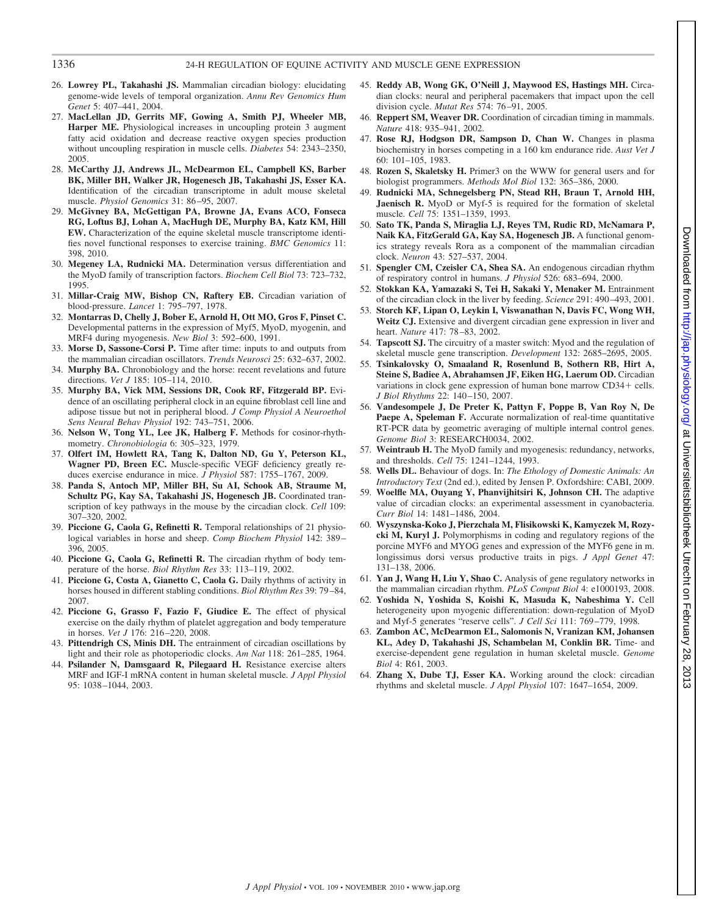26. **Lowrey PL, Takahashi JS.** Mammalian circadian biology: elucidating genome-wide levels of temporal organization. *Annu Rev Genomics Hum Genet* 5: 407–441, 2004.
27. **MacLellan JD, Gerrits MF, Gowing A, Smith PJ, Wheeler MB, Harper ME.** Physiological increases in uncoupling protein 3 augment fatty acid oxidation and decrease reactive oxygen species production without uncoupling respiration in muscle cells. *Diabetes* 54: 2343–2350, 2005.
28. **McCarthy JJ, Andrews JL, McDearmon EL, Campbell KS, Barber BK, Miller BH, Walker JR, Hogenesch JB, Takahashi JS, Esser KA.** Identification of the circadian transcriptome in adult mouse skeletal muscle. *Physiol Genomics* 31: 86–95, 2007.
29. **McGivney BA, McGettigan PA, Browne JA, Evans ACO, Fonseca RG, Loftus BJ, Lohan A, MacHugh DE, Murphy BA, Katz KM, Hill EW.** Characterization of the equine skeletal muscle transcriptome identifies novel functional responses to exercise training. *BMC Genomics* 11: 398, 2010.
30. **Megeney LA, Rudnicki MA.** Determination versus differentiation and the MyoD family of transcription factors. *Biochem Cell Biol* 73: 723–732, 1995.
31. **Millar-Craig MW, Bishop CN, Raftery EB.** Circadian variation of blood-pressure. *Lancet* 1: 795–797, 1978.
32. **Montarras D, Chelly J, Bober E, Arnold H, Ott MO, Gros F, Pinset C.** Developmental patterns in the expression of Myf5, MyoD, myogenin, and MRF4 during myogenesis. *New Biol* 3: 592–600, 1991.
33. **Morse D, Sassone-Corsi P.** Time after time: inputs to and outputs from the mammalian circadian oscillators. *Trends Neurosci* 25: 632–637, 2002.
34. **Murphy BA.** Chronobiology and the horse: recent revelations and future directions. *Vet J* 185: 105–114, 2010.
35. **Murphy BA, Vick MM, Sessions DR, Cook RF, Fitzgerald BP.** Evidence of an oscillating peripheral clock in an equine fibroblast cell line and adipose tissue but not in peripheral blood. *J Comp Physiol A Neuroethol Sens Neural Behav Physiol* 192: 743–751, 2006.
36. **Nelson W, Tong YL, Lee JK, Halberg F.** Methods for cosinor-rhythmometry. *Chronobiologia* 6: 305–323, 1979.
37. **Olfert IM, Howlett RA, Tang K, Dalton ND, Gu Y, Peterson KL, Wagner PD, Breen EC.** Muscle-specific VEGF deficiency greatly reduces exercise endurance in mice. *J Physiol* 587: 1755–1767, 2009.
38. **Panda S, Antoch MP, Miller BH, Su AI, Schook AB, Straume M, Schultz PG, Kay SA, Takahashi JS, Hogenesch JB.** Coordinated transcription of key pathways in the mouse by the circadian clock. *Cell* 109: 307–320, 2002.
39. **Piccione G, Caola G, Refinetti R.** Temporal relationships of 21 physiological variables in horse and sheep. *Comp Biochem Physiol* 142: 389–396, 2005.
40. **Piccione G, Caola G, Refinetti R.** The circadian rhythm of body temperature of the horse. *Biol Rhythm Res* 33: 113–119, 2002.
41. **Piccione G, Costa A, Gianetto C, Caola G.** Daily rhythms of activity in horses housed in different stabling conditions. *Biol Rhythm Res* 39: 79–84, 2007.
42. **Piccione G, Grasso F, Fazio F, Giudice E.** The effect of physical exercise on the daily rhythm of platelet aggregation and body temperature in horses. *Vet J* 176: 216–220, 2008.
43. **Pittendrigh CS, Minis DH.** The entrainment of circadian oscillations by light and their role as photoperiodic clocks. *Am Nat* 118: 261–285, 1964.
44. **Psilander N, Damsgaard R, Pilegaard H.** Resistance exercise alters MRF and IGF-I mRNA content in human skeletal muscle. *J Appl Physiol* 95: 1038–1044, 2003.
45. **Reddy AB, Wong GK, O'Neill J, Maywood ES, Hastings MH.** Circadian clocks: neural and peripheral pacemakers that impact upon the cell division cycle. *Mutat Res* 574: 76–91, 2005.
46. **Reppert SM, Weaver DR.** Coordination of circadian timing in mammals. *Nature* 418: 935–941, 2002.
47. **Rose RJ, Hodgson DR, Sampson D, Chan W.** Changes in plasma biochemistry in horses competing in a 160 km endurance ride. *Aust Vet J* 60: 101–105, 1983.
48. **Rozen S, Skaletsky H.** Primer3 on the WWW for general users and for biologist programmers. *Methods Mol Biol* 132: 365–386, 2000.
49. **Rudnicki MA, Schnegelsberg PN, Stead RH, Braun T, Arnold HH, Jaenisch R.** MyoD or Myf-5 is required for the formation of skeletal muscle. *Cell* 75: 1351–1359, 1993.
50. **Sato TK, Panda S, Miraglia LJ, Reyes TM, Rudic RD, McNamara P, Naik KA, FitzGerald GA, Kay SA, Hogenesch JB.** A functional genomics strategy reveals Rora as a component of the mammalian circadian clock. *Neuron* 43: 527–537, 2004.
51. **Spengler CM, Czeisler CA, Shea SA.** An endogenous circadian rhythm of respiratory control in humans. *J Physiol* 526: 683–694, 2000.
52. **Stokkan KA, Yamazaki S, Tei H, Sakaki Y, Menaker M.** Entrainment of the circadian clock in the liver by feeding. *Science* 291: 490–493, 2001.
53. **Storch KF, Lipan O, Leykin I, Viswanathan N, Davis FC, Wong WH, Weitz CJ.** Extensive and divergent circadian gene expression in liver and heart. *Nature* 417: 78–83, 2002.
54. **Tapscott SJ.** The circuitry of a master switch: Myod and the regulation of skeletal muscle gene transcription. *Development* 132: 2685–2695, 2005.
55. **Tsinkalovsky O, Smaaland R, Rosenlund B, Sothern RB, Hirt A, Steine S, Badiee A, Abrahamsen JF, Eiken HG, Laerum OD.** Circadian variations in clock gene expression of human bone marrow CD34+ cells. *J Biol Rhythms* 22: 140–150, 2007.
56. **Vandesompele J, De Preter K, Pattyn F, Poppe B, Van Roy N, De Paepe A, Speleman F.** Accurate normalization of real-time quantitative RT-PCR data by geometric averaging of multiple internal control genes. *Genome Biol* 3: RESEARCH0034, 2002.
57. **Weintraub H.** The MyoD family and myogenesis: redundancy, networks, and thresholds. *Cell* 75: 1241–1244, 1993.
58. **Wells DL.** Behaviour of dogs. In: *The Ethology of Domestic Animals: An Introductory Text* (2nd ed.), edited by Jensen P. Oxfordshire: CABI, 2009.
59. **Woelfle MA, Ouyang Y, Phanvijhitsiri K, Johnson CH.** The adaptive value of circadian clocks: an experimental assessment in cyanobacteria. *Curr Biol* 14: 1481–1486, 2004.
60. **Wyszynska-Koko J, Pierzchala M, Flisikowski K, Kamyczek M, Rozycki M, Kuryl J.** Polymorphisms in coding and regulatory regions of the porcine MYF6 and MYOG genes and expression of the MYF6 gene in m. longissimus dorsi versus productive traits in pigs. *J Appl Genet* 47: 131–138, 2006.
61. **Yan J, Wang H, Liu Y, Shao C.** Analysis of gene regulatory networks in the mammalian circadian rhythm. *PLoS Comput Biol* 4: e1000193, 2008.
62. **Yoshida N, Yoshida S, Koishi K, Masuda K, Nabeshima Y.** Cell heterogeneity upon myogenic differentiation: down-regulation of MyoD and Myf-5 generates "reserve cells". *J Cell Sci* 111: 769–779, 1998.
63. **Zambon AC, McDearmon EL, Salomonis N, Vranizan KM, Johansen KL, Adey D, Takahashi JS, Schambelan M, Conklin BR.** Time- and exercise-dependent gene regulation in human skeletal muscle. *Genome Biol* 4: R61, 2003.
64. **Zhang X, Dube TJ, Esser KA.** Working around the clock: circadian rhythms and skeletal muscle. *J Appl Physiol* 107: 1647–1654, 2009.